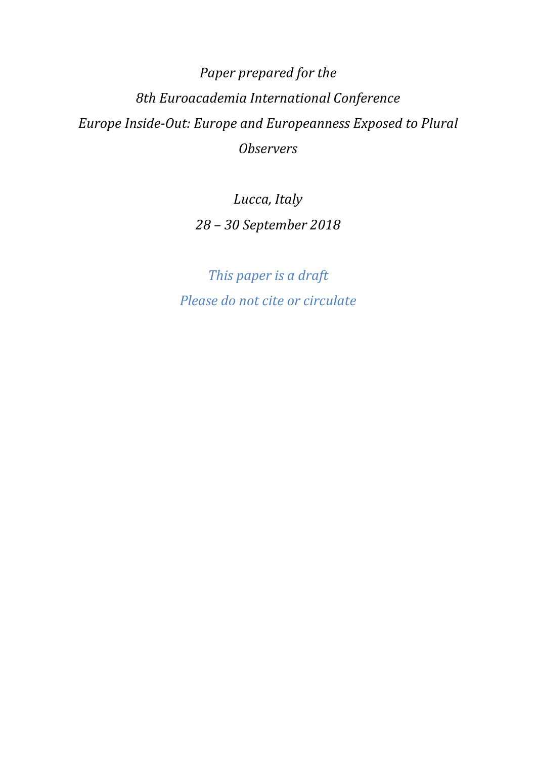*Paper prepared for the*

*8th Euroacademia International Conference*

*Europe Inside-Out: Europe and Europeanness Exposed to Plural Observers*

*Lucca, Italy*

*28 – 30 September 2018*

*This paper is a draft*

*Please do not cite or circulate*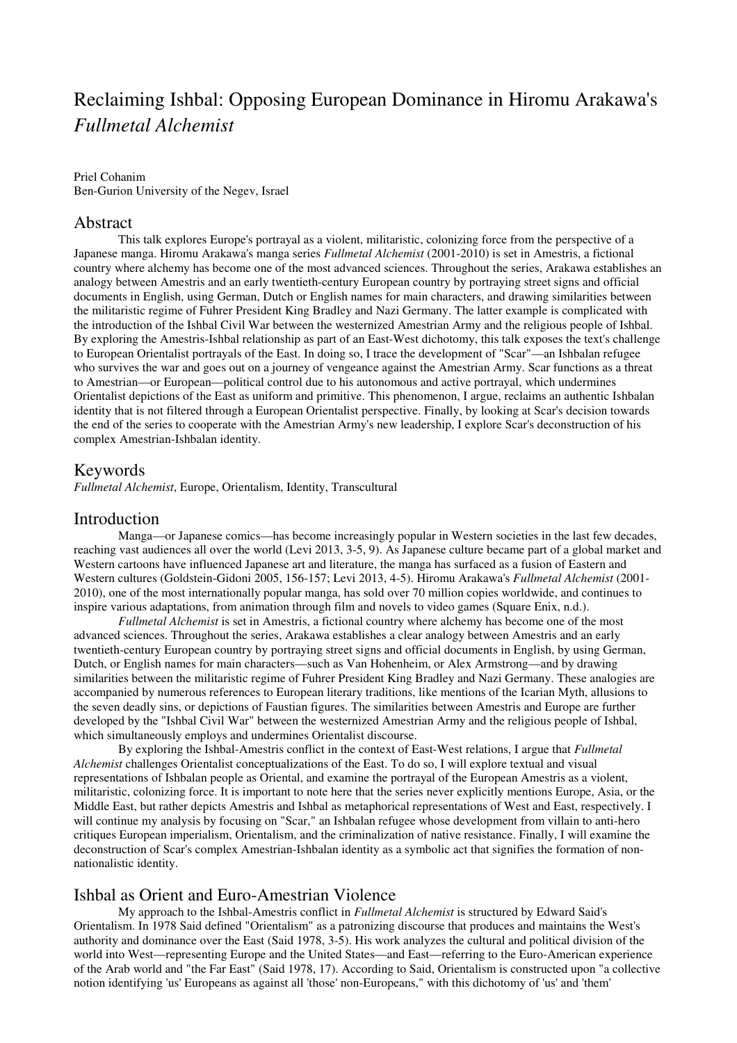# Reclaiming Ishbal: Opposing European Dominance in Hiromu Arakawa's *Fullmetal Alchemist*

Priel Cohanim
Ben-Gurion University of the Negev, Israel

## Abstract

This talk explores Europe's portrayal as a violent, militaristic, colonizing force from the perspective of a Japanese manga. Hiromu Arakawa's manga series *Fullmetal Alchemist* (2001-2010) is set in Amestris, a fictional country where alchemy has become one of the most advanced sciences. Throughout the series, Arakawa establishes an analogy between Amestris and an early twentieth-century European country by portraying street signs and official documents in English, using German, Dutch or English names for main characters, and drawing similarities between the militaristic regime of Fuhrer President King Bradley and Nazi Germany. The latter example is complicated with the introduction of the Ishbal Civil War between the westernized Amestrian Army and the religious people of Ishbal. By exploring the Amestris-Ishbal relationship as part of an East-West dichotomy, this talk exposes the text's challenge to European Orientalist portrayals of the East. In doing so, I trace the development of "Scar"—an Ishbalan refugee who survives the war and goes out on a journey of vengeance against the Amestrian Army. Scar functions as a threat to Amestrian—or European—political control due to his autonomous and active portrayal, which undermines Orientalist depictions of the East as uniform and primitive. This phenomenon, I argue, reclaims an authentic Ishbalan identity that is not filtered through a European Orientalist perspective. Finally, by looking at Scar's decision towards the end of the series to cooperate with the Amestrian Army's new leadership, I explore Scar's deconstruction of his complex Amestrian-Ishbalan identity.

## Keywords

*Fullmetal Alchemist*, Europe, Orientalism, Identity, Transcultural

## Introduction

Manga—or Japanese comics—has become increasingly popular in Western societies in the last few decades, reaching vast audiences all over the world (Levi 2013, 3-5, 9). As Japanese culture became part of a global market and Western cartoons have influenced Japanese art and literature, the manga has surfaced as a fusion of Eastern and Western cultures (Goldstein-Gidoni 2005, 156-157; Levi 2013, 4-5). Hiromu Arakawa's *Fullmetal Alchemist* (2001-2010), one of the most internationally popular manga, has sold over 70 million copies worldwide, and continues to inspire various adaptations, from animation through film and novels to video games (Square Enix, n.d.).

*Fullmetal Alchemist* is set in Amestris, a fictional country where alchemy has become one of the most advanced sciences. Throughout the series, Arakawa establishes a clear analogy between Amestris and an early twentieth-century European country by portraying street signs and official documents in English, by using German, Dutch, or English names for main characters—such as Van Hohenheim, or Alex Armstrong—and by drawing similarities between the militaristic regime of Fuhrer President King Bradley and Nazi Germany. These analogies are accompanied by numerous references to European literary traditions, like mentions of the Icarian Myth, allusions to the seven deadly sins, or depictions of Faustian figures. The similarities between Amestris and Europe are further developed by the "Ishbal Civil War" between the westernized Amestrian Army and the religious people of Ishbal, which simultaneously employs and undermines Orientalist discourse.

By exploring the Ishbal-Amestris conflict in the context of East-West relations, I argue that *Fullmetal Alchemist* challenges Orientalist conceptualizations of the East. To do so, I will explore textual and visual representations of Ishbalan people as Oriental, and examine the portrayal of the European Amestris as a violent, militaristic, colonizing force. It is important to note here that the series never explicitly mentions Europe, Asia, or the Middle East, but rather depicts Amestris and Ishbal as metaphorical representations of West and East, respectively. I will continue my analysis by focusing on "Scar," an Ishbalan refugee whose development from villain to anti-hero critiques European imperialism, Orientalism, and the criminalization of native resistance. Finally, I will examine the deconstruction of Scar's complex Amestrian-Ishbalan identity as a symbolic act that signifies the formation of non-nationalistic identity.

## Ishbal as Orient and Euro-Amestrian Violence

My approach to the Ishbal-Amestris conflict in *Fullmetal Alchemist* is structured by Edward Said's Orientalism. In 1978 Said defined "Orientalism" as a patronizing discourse that produces and maintains the West's authority and dominance over the East (Said 1978, 3-5). His work analyzes the cultural and political division of the world into West—representing Europe and the United States—and East—referring to the Euro-American experience of the Arab world and "the Far East" (Said 1978, 17). According to Said, Orientalism is constructed upon "a collective notion identifying 'us' Europeans as against all 'those' non-Europeans," with this dichotomy of 'us' and 'them'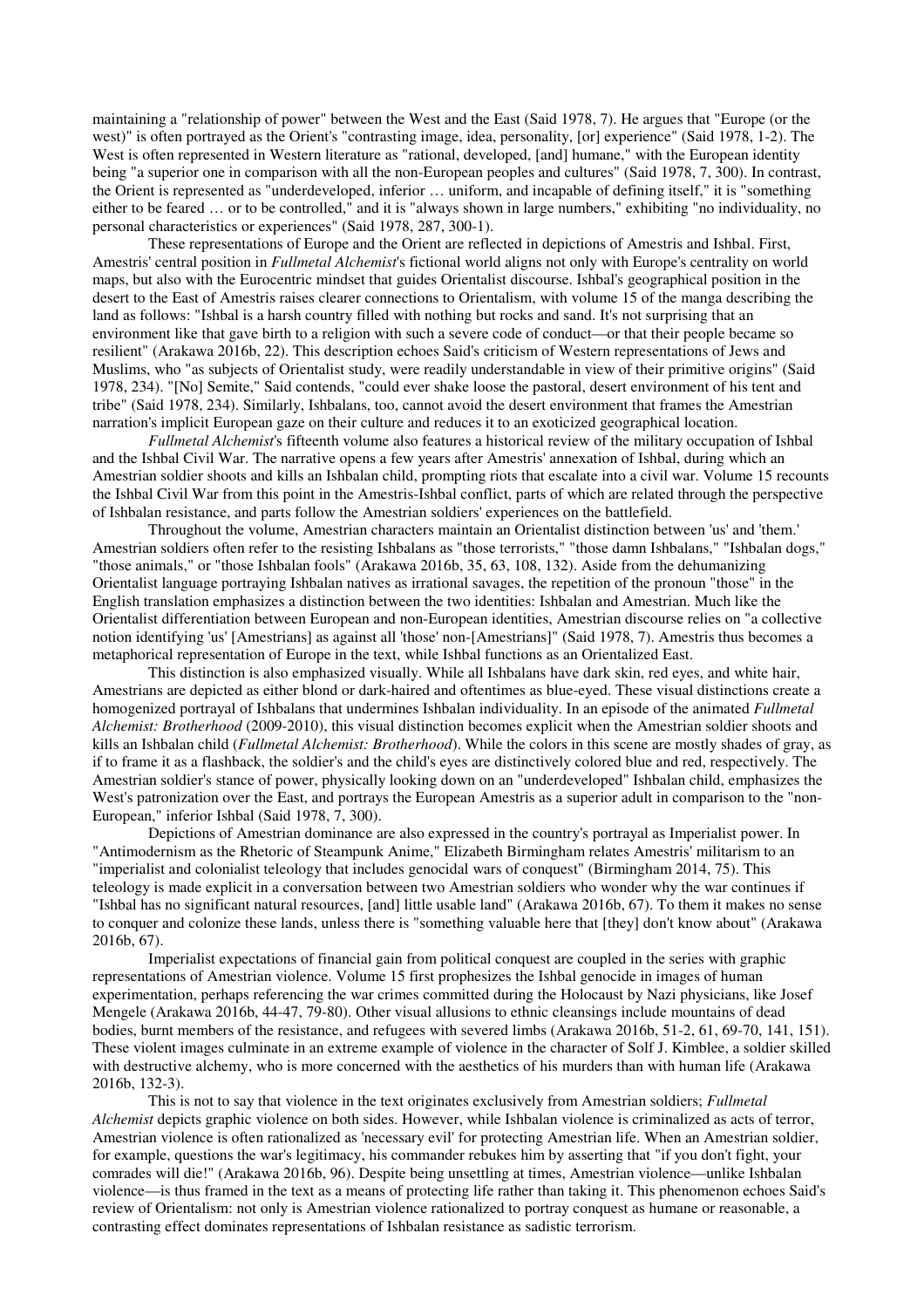maintaining a "relationship of power" between the West and the East (Said 1978, 7). He argues that "Europe (or the west)" is often portrayed as the Orient's "contrasting image, idea, personality, [or] experience" (Said 1978, 1-2). The West is often represented in Western literature as "rational, developed, [and] humane," with the European identity being "a superior one in comparison with all the non-European peoples and cultures" (Said 1978, 7, 300). In contrast, the Orient is represented as "underdeveloped, inferior … uniform, and incapable of defining itself," it is "something either to be feared … or to be controlled," and it is "always shown in large numbers," exhibiting "no individuality, no personal characteristics or experiences" (Said 1978, 287, 300-1).

These representations of Europe and the Orient are reflected in depictions of Amestris and Ishbal. First, Amestris' central position in *Fullmetal Alchemist*'s fictional world aligns not only with Europe's centrality on world maps, but also with the Eurocentric mindset that guides Orientalist discourse. Ishbal's geographical position in the desert to the East of Amestris raises clearer connections to Orientalism, with volume 15 of the manga describing the land as follows: "Ishbal is a harsh country filled with nothing but rocks and sand. It's not surprising that an environment like that gave birth to a religion with such a severe code of conduct—or that their people became so resilient" (Arakawa 2016b, 22). This description echoes Said's criticism of Western representations of Jews and Muslims, who "as subjects of Orientalist study, were readily understandable in view of their primitive origins" (Said 1978, 234). "[No] Semite," Said contends, "could ever shake loose the pastoral, desert environment of his tent and tribe" (Said 1978, 234). Similarly, Ishbalans, too, cannot avoid the desert environment that frames the Amestrian narration's implicit European gaze on their culture and reduces it to an exoticized geographical location.

*Fullmetal Alchemist*'s fifteenth volume also features a historical review of the military occupation of Ishbal and the Ishbal Civil War. The narrative opens a few years after Amestris' annexation of Ishbal, during which an Amestrian soldier shoots and kills an Ishbalan child, prompting riots that escalate into a civil war. Volume 15 recounts the Ishbal Civil War from this point in the Amestris-Ishbal conflict, parts of which are related through the perspective of Ishbalan resistance, and parts follow the Amestrian soldiers' experiences on the battlefield.

Throughout the volume, Amestrian characters maintain an Orientalist distinction between 'us' and 'them.' Amestrian soldiers often refer to the resisting Ishbalans as "those terrorists," "those damn Ishbalans," "Ishbalan dogs," "those animals," or "those Ishbalan fools" (Arakawa 2016b, 35, 63, 108, 132). Aside from the dehumanizing Orientalist language portraying Ishbalan natives as irrational savages, the repetition of the pronoun "those" in the English translation emphasizes a distinction between the two identities: Ishbalan and Amestrian. Much like the Orientalist differentiation between European and non-European identities, Amestrian discourse relies on "a collective notion identifying 'us' [Amestrians] as against all 'those' non-[Amestrians]" (Said 1978, 7). Amestris thus becomes a metaphorical representation of Europe in the text, while Ishbal functions as an Orientalized East.

This distinction is also emphasized visually. While all Ishbalans have dark skin, red eyes, and white hair, Amestrians are depicted as either blond or dark-haired and oftentimes as blue-eyed. These visual distinctions create a homogenized portrayal of Ishbalans that undermines Ishbalan individuality. In an episode of the animated *Fullmetal Alchemist: Brotherhood* (2009-2010), this visual distinction becomes explicit when the Amestrian soldier shoots and kills an Ishbalan child (*Fullmetal Alchemist: Brotherhood*). While the colors in this scene are mostly shades of gray, as if to frame it as a flashback, the soldier's and the child's eyes are distinctively colored blue and red, respectively. The Amestrian soldier's stance of power, physically looking down on an "underdeveloped" Ishbalan child, emphasizes the West's patronization over the East, and portrays the European Amestris as a superior adult in comparison to the "non-European," inferior Ishbal (Said 1978, 7, 300).

Depictions of Amestrian dominance are also expressed in the country's portrayal as Imperialist power. In "Antimodernism as the Rhetoric of Steampunk Anime," Elizabeth Birmingham relates Amestris' militarism to an "imperialist and colonialist teleology that includes genocidal wars of conquest" (Birmingham 2014, 75). This teleology is made explicit in a conversation between two Amestrian soldiers who wonder why the war continues if "Ishbal has no significant natural resources, [and] little usable land" (Arakawa 2016b, 67). To them it makes no sense to conquer and colonize these lands, unless there is "something valuable here that [they] don't know about" (Arakawa 2016b, 67).

Imperialist expectations of financial gain from political conquest are coupled in the series with graphic representations of Amestrian violence. Volume 15 first prophesizes the Ishbal genocide in images of human experimentation, perhaps referencing the war crimes committed during the Holocaust by Nazi physicians, like Josef Mengele (Arakawa 2016b, 44-47, 79-80). Other visual allusions to ethnic cleansings include mountains of dead bodies, burnt members of the resistance, and refugees with severed limbs (Arakawa 2016b, 51-2, 61, 69-70, 141, 151). These violent images culminate in an extreme example of violence in the character of Solf J. Kimblee, a soldier skilled with destructive alchemy, who is more concerned with the aesthetics of his murders than with human life (Arakawa 2016b, 132-3).

This is not to say that violence in the text originates exclusively from Amestrian soldiers; *Fullmetal Alchemist* depicts graphic violence on both sides. However, while Ishbalan violence is criminalized as acts of terror, Amestrian violence is often rationalized as 'necessary evil' for protecting Amestrian life. When an Amestrian soldier, for example, questions the war's legitimacy, his commander rebukes him by asserting that "if you don't fight, your comrades will die!" (Arakawa 2016b, 96). Despite being unsettling at times, Amestrian violence—unlike Ishbalan violence—is thus framed in the text as a means of protecting life rather than taking it. This phenomenon echoes Said's review of Orientalism: not only is Amestrian violence rationalized to portray conquest as humane or reasonable, a contrasting effect dominates representations of Ishbalan resistance as sadistic terrorism.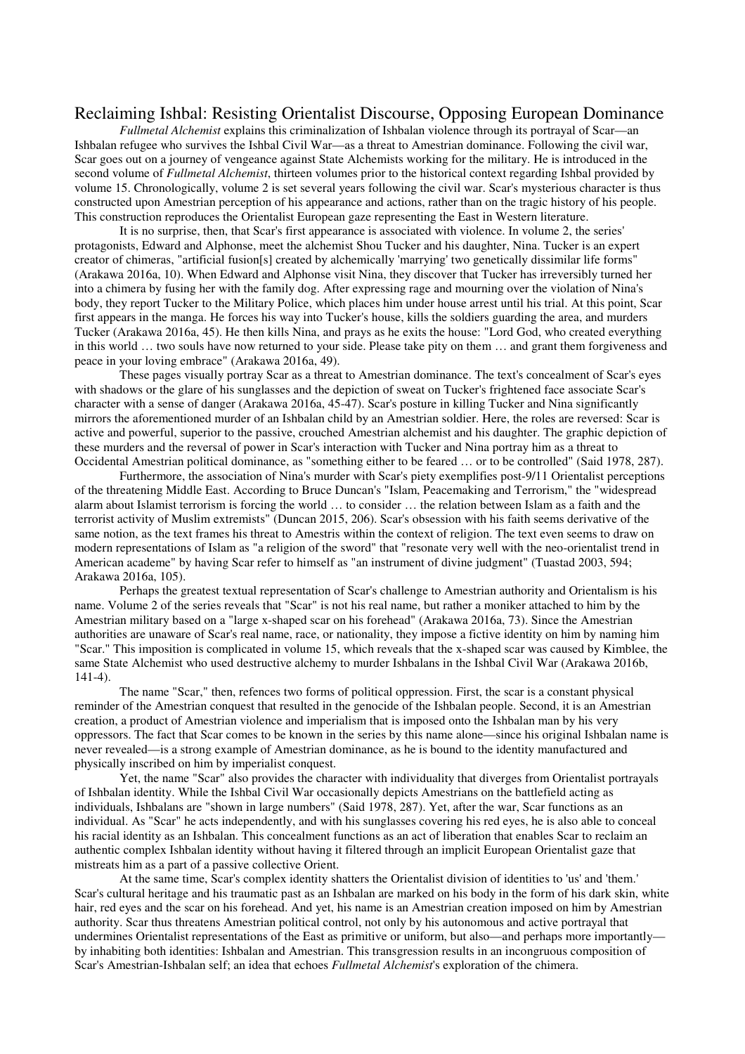## Reclaiming Ishbal: Resisting Orientalist Discourse, Opposing European Dominance

*Fullmetal Alchemist* explains this criminalization of Ishbalan violence through its portrayal of Scar—an Ishbalan refugee who survives the Ishbal Civil War—as a threat to Amestrian dominance. Following the civil war, Scar goes out on a journey of vengeance against State Alchemists working for the military. He is introduced in the second volume of *Fullmetal Alchemist*, thirteen volumes prior to the historical context regarding Ishbal provided by volume 15. Chronologically, volume 2 is set several years following the civil war. Scar's mysterious character is thus constructed upon Amestrian perception of his appearance and actions, rather than on the tragic history of his people. This construction reproduces the Orientalist European gaze representing the East in Western literature.

It is no surprise, then, that Scar's first appearance is associated with violence. In volume 2, the series' protagonists, Edward and Alphonse, meet the alchemist Shou Tucker and his daughter, Nina. Tucker is an expert creator of chimeras, "artificial fusion[s] created by alchemically 'marrying' two genetically dissimilar life forms" (Arakawa 2016a, 10). When Edward and Alphonse visit Nina, they discover that Tucker has irreversibly turned her into a chimera by fusing her with the family dog. After expressing rage and mourning over the violation of Nina's body, they report Tucker to the Military Police, which places him under house arrest until his trial. At this point, Scar first appears in the manga. He forces his way into Tucker's house, kills the soldiers guarding the area, and murders Tucker (Arakawa 2016a, 45). He then kills Nina, and prays as he exits the house: "Lord God, who created everything in this world … two souls have now returned to your side. Please take pity on them … and grant them forgiveness and peace in your loving embrace" (Arakawa 2016a, 49).

These pages visually portray Scar as a threat to Amestrian dominance. The text's concealment of Scar's eyes with shadows or the glare of his sunglasses and the depiction of sweat on Tucker's frightened face associate Scar's character with a sense of danger (Arakawa 2016a, 45-47). Scar's posture in killing Tucker and Nina significantly mirrors the aforementioned murder of an Ishbalan child by an Amestrian soldier. Here, the roles are reversed: Scar is active and powerful, superior to the passive, crouched Amestrian alchemist and his daughter. The graphic depiction of these murders and the reversal of power in Scar's interaction with Tucker and Nina portray him as a threat to Occidental Amestrian political dominance, as "something either to be feared … or to be controlled" (Said 1978, 287).

Furthermore, the association of Nina's murder with Scar's piety exemplifies post-9/11 Orientalist perceptions of the threatening Middle East. According to Bruce Duncan's "Islam, Peacemaking and Terrorism," the "widespread alarm about Islamist terrorism is forcing the world … to consider … the relation between Islam as a faith and the terrorist activity of Muslim extremists" (Duncan 2015, 206). Scar's obsession with his faith seems derivative of the same notion, as the text frames his threat to Amestris within the context of religion. The text even seems to draw on modern representations of Islam as "a religion of the sword" that "resonate very well with the neo-orientalist trend in American academe" by having Scar refer to himself as "an instrument of divine judgment" (Tuastad 2003, 594; Arakawa 2016a, 105).

Perhaps the greatest textual representation of Scar's challenge to Amestrian authority and Orientalism is his name. Volume 2 of the series reveals that "Scar" is not his real name, but rather a moniker attached to him by the Amestrian military based on a "large x-shaped scar on his forehead" (Arakawa 2016a, 73). Since the Amestrian authorities are unaware of Scar's real name, race, or nationality, they impose a fictive identity on him by naming him "Scar." This imposition is complicated in volume 15, which reveals that the x-shaped scar was caused by Kimblee, the same State Alchemist who used destructive alchemy to murder Ishbalans in the Ishbal Civil War (Arakawa 2016b, 141-4).

The name "Scar," then, refences two forms of political oppression. First, the scar is a constant physical reminder of the Amestrian conquest that resulted in the genocide of the Ishbalan people. Second, it is an Amestrian creation, a product of Amestrian violence and imperialism that is imposed onto the Ishbalan man by his very oppressors. The fact that Scar comes to be known in the series by this name alone—since his original Ishbalan name is never revealed—is a strong example of Amestrian dominance, as he is bound to the identity manufactured and physically inscribed on him by imperialist conquest.

Yet, the name "Scar" also provides the character with individuality that diverges from Orientalist portrayals of Ishbalan identity. While the Ishbal Civil War occasionally depicts Amestrians on the battlefield acting as individuals, Ishbalans are "shown in large numbers" (Said 1978, 287). Yet, after the war, Scar functions as an individual. As "Scar" he acts independently, and with his sunglasses covering his red eyes, he is also able to conceal his racial identity as an Ishbalan. This concealment functions as an act of liberation that enables Scar to reclaim an authentic complex Ishbalan identity without having it filtered through an implicit European Orientalist gaze that mistreats him as a part of a passive collective Orient.

At the same time, Scar's complex identity shatters the Orientalist division of identities to 'us' and 'them.' Scar's cultural heritage and his traumatic past as an Ishbalan are marked on his body in the form of his dark skin, white hair, red eyes and the scar on his forehead. And yet, his name is an Amestrian creation imposed on him by Amestrian authority. Scar thus threatens Amestrian political control, not only by his autonomous and active portrayal that undermines Orientalist representations of the East as primitive or uniform, but also—and perhaps more importantly—by inhabiting both identities: Ishbalan and Amestrian. This transgression results in an incongruous composition of Scar's Amestrian-Ishbalan self; an idea that echoes *Fullmetal Alchemist*'s exploration of the chimera.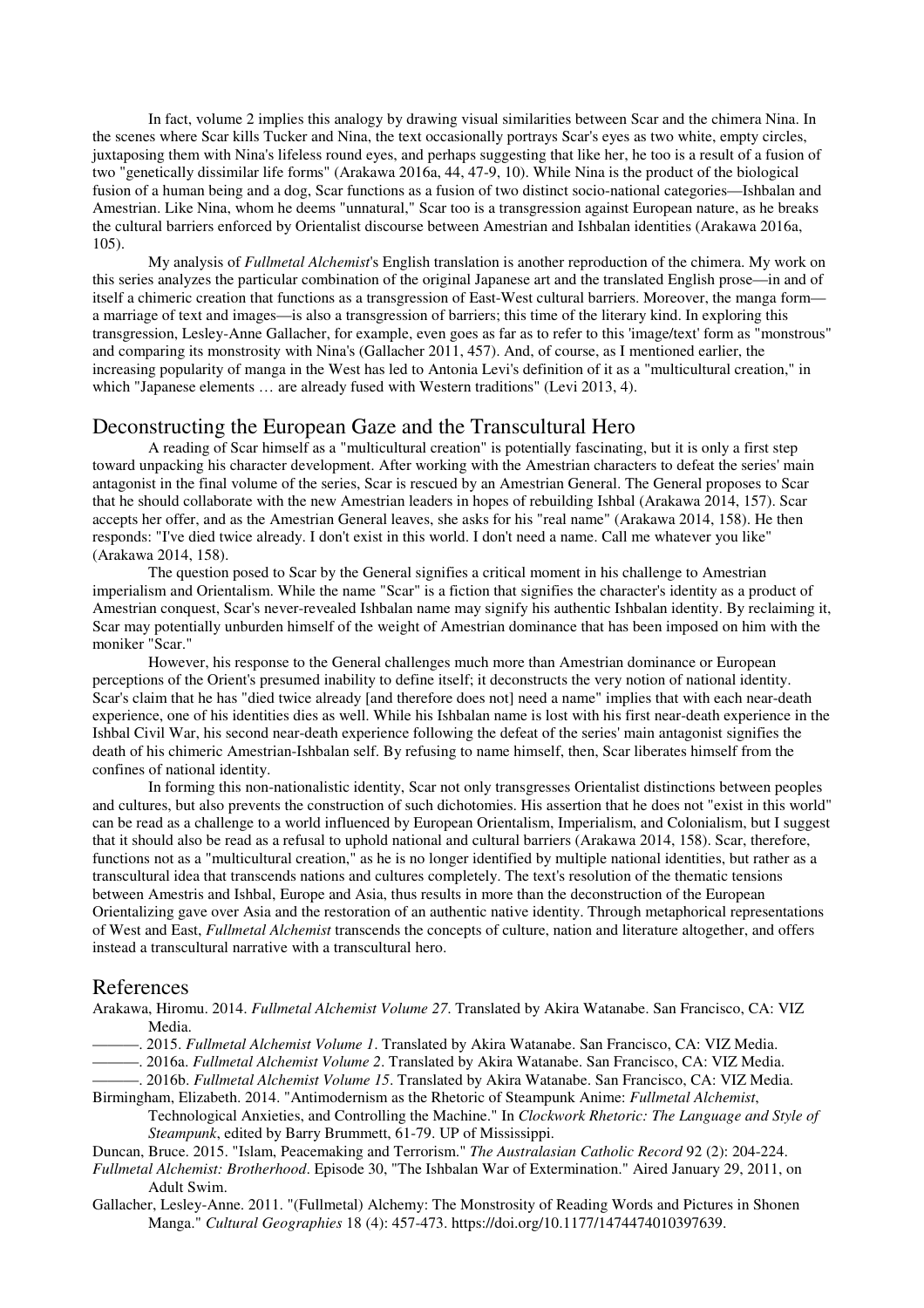In fact, volume 2 implies this analogy by drawing visual similarities between Scar and the chimera Nina. In the scenes where Scar kills Tucker and Nina, the text occasionally portrays Scar's eyes as two white, empty circles, juxtaposing them with Nina's lifeless round eyes, and perhaps suggesting that like her, he too is a result of a fusion of two "genetically dissimilar life forms" (Arakawa 2016a, 44, 47-9, 10). While Nina is the product of the biological fusion of a human being and a dog, Scar functions as a fusion of two distinct socio-national categories—Ishbalan and Amestrian. Like Nina, whom he deems "unnatural," Scar too is a transgression against European nature, as he breaks the cultural barriers enforced by Orientalist discourse between Amestrian and Ishbalan identities (Arakawa 2016a, 105).

My analysis of *Fullmetal Alchemist*'s English translation is another reproduction of the chimera. My work on this series analyzes the particular combination of the original Japanese art and the translated English prose—in and of itself a chimeric creation that functions as a transgression of East-West cultural barriers. Moreover, the manga form—a marriage of text and images—is also a transgression of barriers; this time of the literary kind. In exploring this transgression, Lesley-Anne Gallacher, for example, even goes as far as to refer to this 'image/text' form as "monstrous" and comparing its monstrosity with Nina's (Gallacher 2011, 457). And, of course, as I mentioned earlier, the increasing popularity of manga in the West has led to Antonia Levi's definition of it as a "multicultural creation," in which "Japanese elements … are already fused with Western traditions" (Levi 2013, 4).

## Deconstructing the European Gaze and the Transcultural Hero

A reading of Scar himself as a "multicultural creation" is potentially fascinating, but it is only a first step toward unpacking his character development. After working with the Amestrian characters to defeat the series' main antagonist in the final volume of the series, Scar is rescued by an Amestrian General. The General proposes to Scar that he should collaborate with the new Amestrian leaders in hopes of rebuilding Ishbal (Arakawa 2014, 157). Scar accepts her offer, and as the Amestrian General leaves, she asks for his "real name" (Arakawa 2014, 158). He then responds: "I've died twice already. I don't exist in this world. I don't need a name. Call me whatever you like" (Arakawa 2014, 158).

The question posed to Scar by the General signifies a critical moment in his challenge to Amestrian imperialism and Orientalism. While the name "Scar" is a fiction that signifies the character's identity as a product of Amestrian conquest, Scar's never-revealed Ishbalan name may signify his authentic Ishbalan identity. By reclaiming it, Scar may potentially unburden himself of the weight of Amestrian dominance that has been imposed on him with the moniker "Scar."

However, his response to the General challenges much more than Amestrian dominance or European perceptions of the Orient's presumed inability to define itself; it deconstructs the very notion of national identity. Scar's claim that he has "died twice already [and therefore does not] need a name" implies that with each near-death experience, one of his identities dies as well. While his Ishbalan name is lost with his first near-death experience in the Ishbal Civil War, his second near-death experience following the defeat of the series' main antagonist signifies the death of his chimeric Amestrian-Ishbalan self. By refusing to name himself, then, Scar liberates himself from the confines of national identity.

In forming this non-nationalistic identity, Scar not only transgresses Orientalist distinctions between peoples and cultures, but also prevents the construction of such dichotomies. His assertion that he does not "exist in this world" can be read as a challenge to a world influenced by European Orientalism, Imperialism, and Colonialism, but I suggest that it should also be read as a refusal to uphold national and cultural barriers (Arakawa 2014, 158). Scar, therefore, functions not as a "multicultural creation," as he is no longer identified by multiple national identities, but rather as a transcultural idea that transcends nations and cultures completely. The text's resolution of the thematic tensions between Amestris and Ishbal, Europe and Asia, thus results in more than the deconstruction of the European Orientalizing gave over Asia and the restoration of an authentic native identity. Through metaphorical representations of West and East, *Fullmetal Alchemist* transcends the concepts of culture, nation and literature altogether, and offers instead a transcultural narrative with a transcultural hero.

## References

Arakawa, Hiromu. 2014. *Fullmetal Alchemist Volume 27*. Translated by Akira Watanabe. San Francisco, CA: VIZ Media.

———. 2015. *Fullmetal Alchemist Volume 1*. Translated by Akira Watanabe. San Francisco, CA: VIZ Media.

———. 2016a. *Fullmetal Alchemist Volume 2*. Translated by Akira Watanabe. San Francisco, CA: VIZ Media.

———. 2016b. *Fullmetal Alchemist Volume 15*. Translated by Akira Watanabe. San Francisco, CA: VIZ Media.

Birmingham, Elizabeth. 2014. "Antimodernism as the Rhetoric of Steampunk Anime: *Fullmetal Alchemist*, Technological Anxieties, and Controlling the Machine." In *Clockwork Rhetoric: The Language and Style of Steampunk*, edited by Barry Brummett, 61-79. UP of Mississippi.

Duncan, Bruce. 2015. "Islam, Peacemaking and Terrorism." *The Australasian Catholic Record* 92 (2): 204-224.

*Fullmetal Alchemist: Brotherhood*. Episode 30, "The Ishbalan War of Extermination." Aired January 29, 2011, on Adult Swim.

Gallacher, Lesley-Anne. 2011. "(Fullmetal) Alchemy: The Monstrosity of Reading Words and Pictures in Shonen Manga." *Cultural Geographies* 18 (4): 457-473. https://doi.org/10.1177/1474474010397639.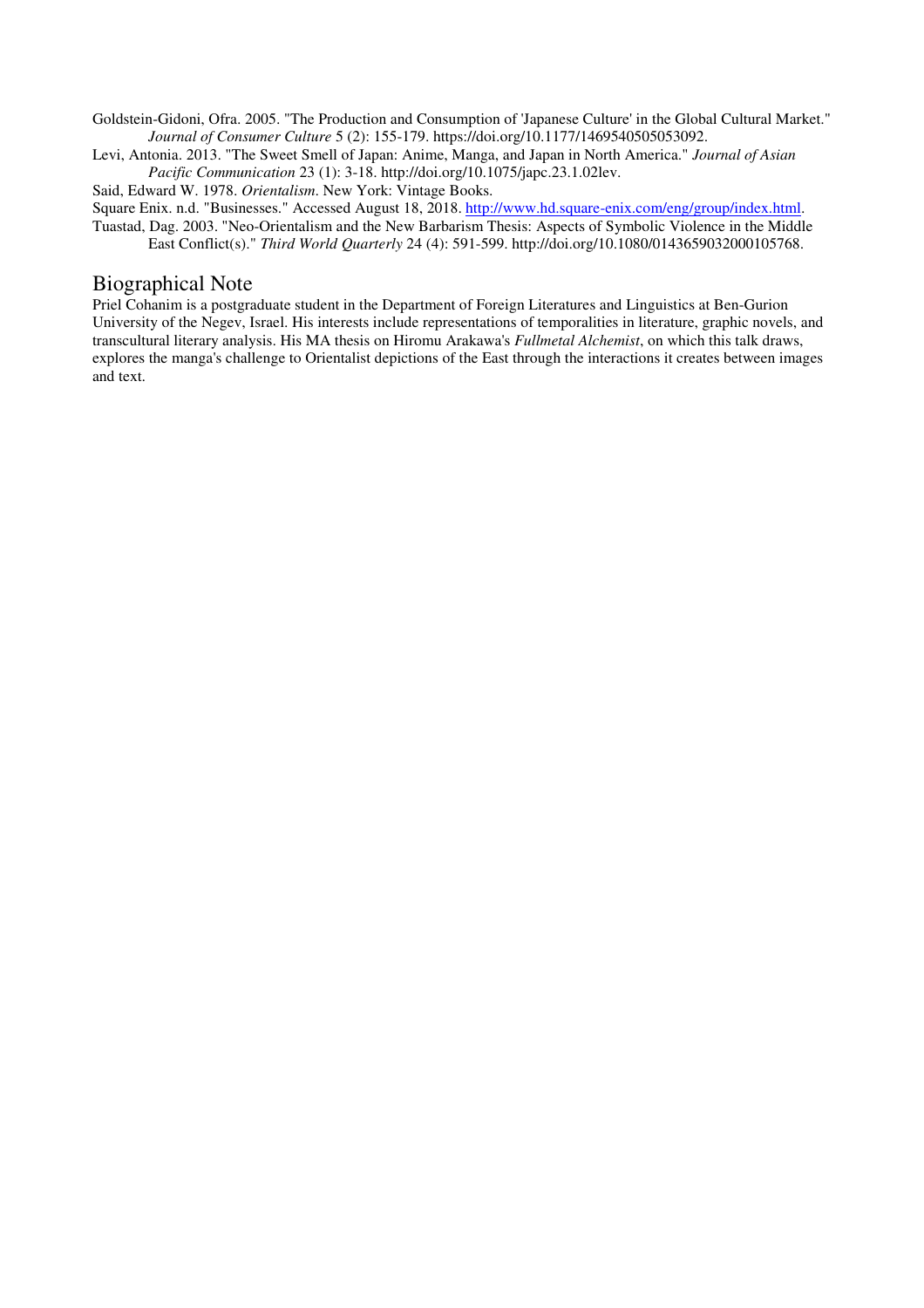Goldstein-Gidoni, Ofra. 2005. "The Production and Consumption of 'Japanese Culture' in the Global Cultural Market." *Journal of Consumer Culture* 5 (2): 155-179. https://doi.org/10.1177/1469540505053092.

Levi, Antonia. 2013. "The Sweet Smell of Japan: Anime, Manga, and Japan in North America." *Journal of Asian Pacific Communication* 23 (1): 3-18. http://doi.org/10.1075/japc.23.1.02lev.

Said, Edward W. 1978. *Orientalism*. New York: Vintage Books.

Square Enix. n.d. "Businesses." Accessed August 18, 2018. http://www.hd.square-enix.com/eng/group/index.html.

Tuastad, Dag. 2003. "Neo-Orientalism and the New Barbarism Thesis: Aspects of Symbolic Violence in the Middle East Conflict(s)." *Third World Quarterly* 24 (4): 591-599. http://doi.org/10.1080/0143659032000105768.

## Biographical Note

Priel Cohanim is a postgraduate student in the Department of Foreign Literatures and Linguistics at Ben-Gurion University of the Negev, Israel. His interests include representations of temporalities in literature, graphic novels, and transcultural literary analysis. His MA thesis on Hiromu Arakawa's *Fullmetal Alchemist*, on which this talk draws, explores the manga's challenge to Orientalist depictions of the East through the interactions it creates between images and text.